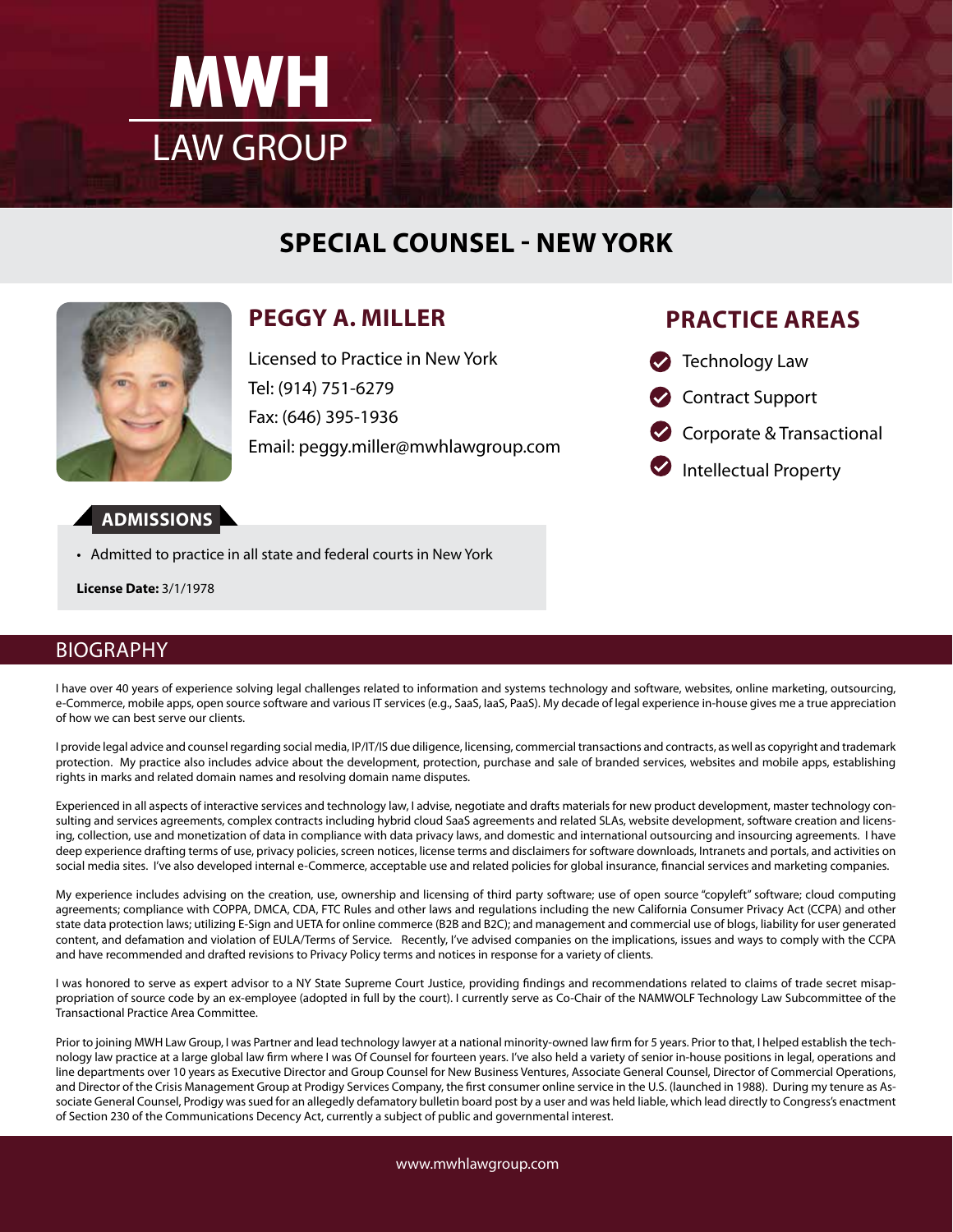# MWH

## LAW GROUP

## SPECIAL COUNSEL - NEW YORK

### PEGGY A. MILLER

Licensed to Practice in New York

Tel: (914) 751-6279

Fax: (646) 395-1936

Email: peggy.miller@mwhlawgroup.com

### PRACTICE AREAS

- Technology Law
- Contract Support
- Corporate & Transactional
- Intellectual Property

### ADMISSIONS

- Admitted to practice in all state and federal courts in New York

**License Date:** 3/1/1978

## BIOGRAPHY

I have over 40 years of experience solving legal challenges related to information and systems technology and software, websites, online marketing, outsourcing, e-Commerce, mobile apps, open source software and various IT services (e.g., SaaS, IaaS, PaaS). My decade of legal experience in-house gives me a true appreciation of how we can best serve our clients.

I provide legal advice and counsel regarding social media, IP/IT/IS due diligence, licensing, commercial transactions and contracts, as well as copyright and trademark protection. My practice also includes advice about the development, protection, purchase and sale of branded services, websites and mobile apps, establishing rights in marks and related domain names and resolving domain name disputes.

Experienced in all aspects of interactive services and technology law, I advise, negotiate and drafts materials for new product development, master technology consulting and services agreements, complex contracts including hybrid cloud SaaS agreements and related SLAs, website development, software creation and licensing, collection, use and monetization of data in compliance with data privacy laws, and domestic and international outsourcing and insourcing agreements. I have deep experience drafting terms of use, privacy policies, screen notices, license terms and disclaimers for software downloads, Intranets and portals, and activities on social media sites. I've also developed internal e-Commerce, acceptable use and related policies for global insurance, financial services and marketing companies.

My experience includes advising on the creation, use, ownership and licensing of third party software; use of open source "copyleft" software; cloud computing agreements; compliance with COPPA, DMCA, CDA, FTC Rules and other laws and regulations including the new California Consumer Privacy Act (CCPA) and other state data protection laws; utilizing E-Sign and UETA for online commerce (B2B and B2C); and management and commercial use of blogs, liability for user generated content, and defamation and violation of EULA/Terms of Service. Recently, I've advised companies on the implications, issues and ways to comply with the CCPA and have recommended and drafted revisions to Privacy Policy terms and notices in response for a variety of clients.

I was honored to serve as expert advisor to a NY State Supreme Court Justice, providing findings and recommendations related to claims of trade secret misappropriation of source code by an ex-employee (adopted in full by the court). I currently serve as Co-Chair of the NAMWOLF Technology Law Subcommittee of the Transactional Practice Area Committee.

Prior to joining MWH Law Group, I was Partner and lead technology lawyer at a national minority-owned law firm for 5 years. Prior to that, I helped establish the technology law practice at a large global law firm where I was Of Counsel for fourteen years. I've also held a variety of senior in-house positions in legal, operations and line departments over 10 years as Executive Director and Group Counsel for New Business Ventures, Associate General Counsel, Director of Commercial Operations, and Director of the Crisis Management Group at Prodigy Services Company, the first consumer online service in the U.S. (launched in 1988). During my tenure as Associate General Counsel, Prodigy was sued for an allegedly defamatory bulletin board post by a user and was held liable, which lead directly to Congress's enactment of Section 230 of the Communications Decency Act, currently a subject of public and governmental interest.

www.mwhlawgroup.com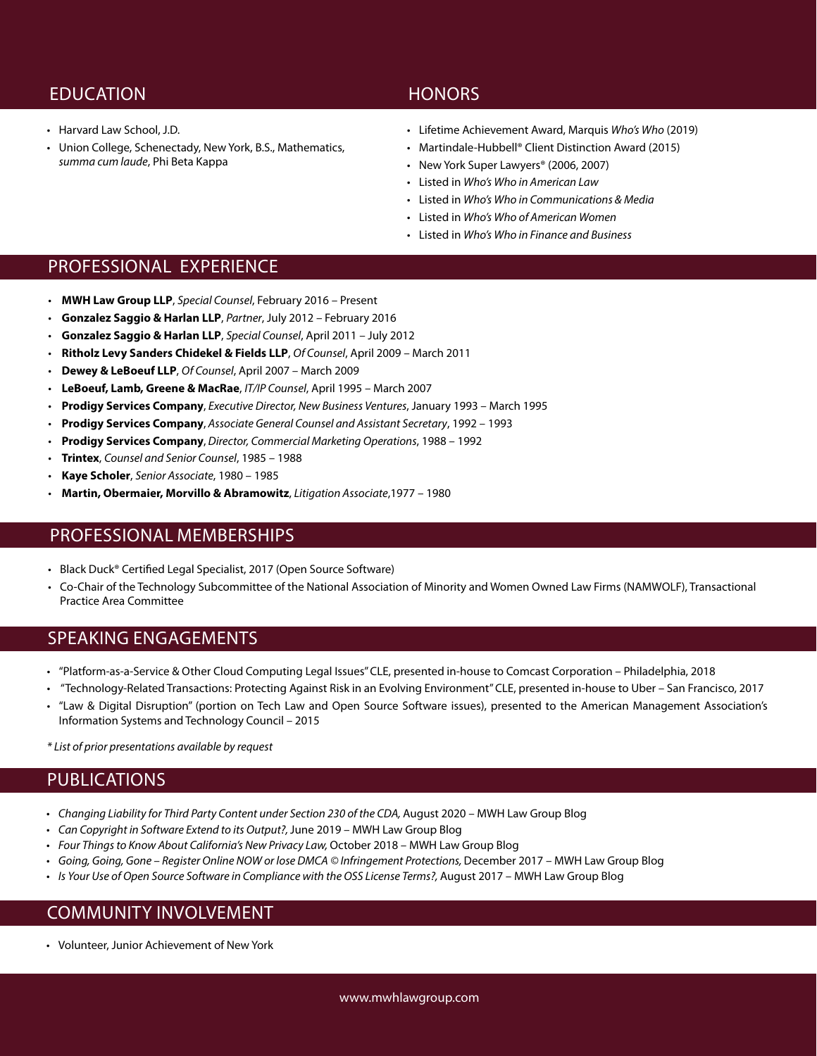## EDUCATION

- Harvard Law School, J.D.
- Union College, Schenectady, New York, B.S., Mathematics, *summa cum laude*, Phi Beta Kappa

## HONORS

- Lifetime Achievement Award, Marquis *Who's Who* (2019)
- Martindale-Hubbell® Client Distinction Award (2015)
- New York Super Lawyers® (2006, 2007)
- Listed in *Who's Who in American Law*
- Listed in *Who's Who in Communications & Media*
- Listed in *Who's Who of American Women*
- Listed in *Who's Who in Finance and Business*

## PROFESSIONAL EXPERIENCE

- **MWH Law Group LLP**, *Special Counsel*, February 2016 – Present
- **Gonzalez Saggio & Harlan LLP**, *Partner*, July 2012 – February 2016
- **Gonzalez Saggio & Harlan LLP**, *Special Counsel*, April 2011 – July 2012
- **Ritholz Levy Sanders Chidekel & Fields LLP**, *Of Counsel*, April 2009 – March 2011
- **Dewey & LeBoeuf LLP**, *Of Counsel*, April 2007 – March 2009
- **LeBoeuf, Lamb, Greene & MacRae**, *IT/IP Counsel*, April 1995 – March 2007
- **Prodigy Services Company**, *Executive Director, New Business Ventures*, January 1993 – March 1995
- **Prodigy Services Company**, *Associate General Counsel and Assistant Secretary*, 1992 – 1993
- **Prodigy Services Company**, *Director, Commercial Marketing Operations*, 1988 – 1992
- **Trintex**, *Counsel and Senior Counsel*, 1985 – 1988
- **Kaye Scholer**, *Senior Associate*, 1980 – 1985
- **Martin, Obermaier, Morvillo & Abramowitz**, *Litigation Associate*,1977 – 1980

## PROFESSIONAL MEMBERSHIPS

- Black Duck® Certified Legal Specialist, 2017 (Open Source Software)
- Co-Chair of the Technology Subcommittee of the National Association of Minority and Women Owned Law Firms (NAMWOLF), Transactional Practice Area Committee

## SPEAKING ENGAGEMENTS

- "Platform-as-a-Service & Other Cloud Computing Legal Issues" CLE, presented in-house to Comcast Corporation – Philadelphia, 2018
- "Technology-Related Transactions: Protecting Against Risk in an Evolving Environment" CLE, presented in-house to Uber – San Francisco, 2017
- "Law & Digital Disruption" (portion on Tech Law and Open Source Software issues), presented to the American Management Association's Information Systems and Technology Council – 2015

*\* List of prior presentations available by request*

## PUBLICATIONS

- *Changing Liability for Third Party Content under Section 230 of the CDA,* August 2020 – MWH Law Group Blog
- *Can Copyright in Software Extend to its Output?,* June 2019 – MWH Law Group Blog
- *Four Things to Know About California's New Privacy Law,* October 2018 – MWH Law Group Blog
- *Going, Going, Gone – Register Online NOW or lose DMCA © Infringement Protections,* December 2017 – MWH Law Group Blog
- *Is Your Use of Open Source Software in Compliance with the OSS License Terms?,* August 2017 – MWH Law Group Blog

## COMMUNITY INVOLVEMENT

- Volunteer, Junior Achievement of New York

www.mwhlawgroup.com